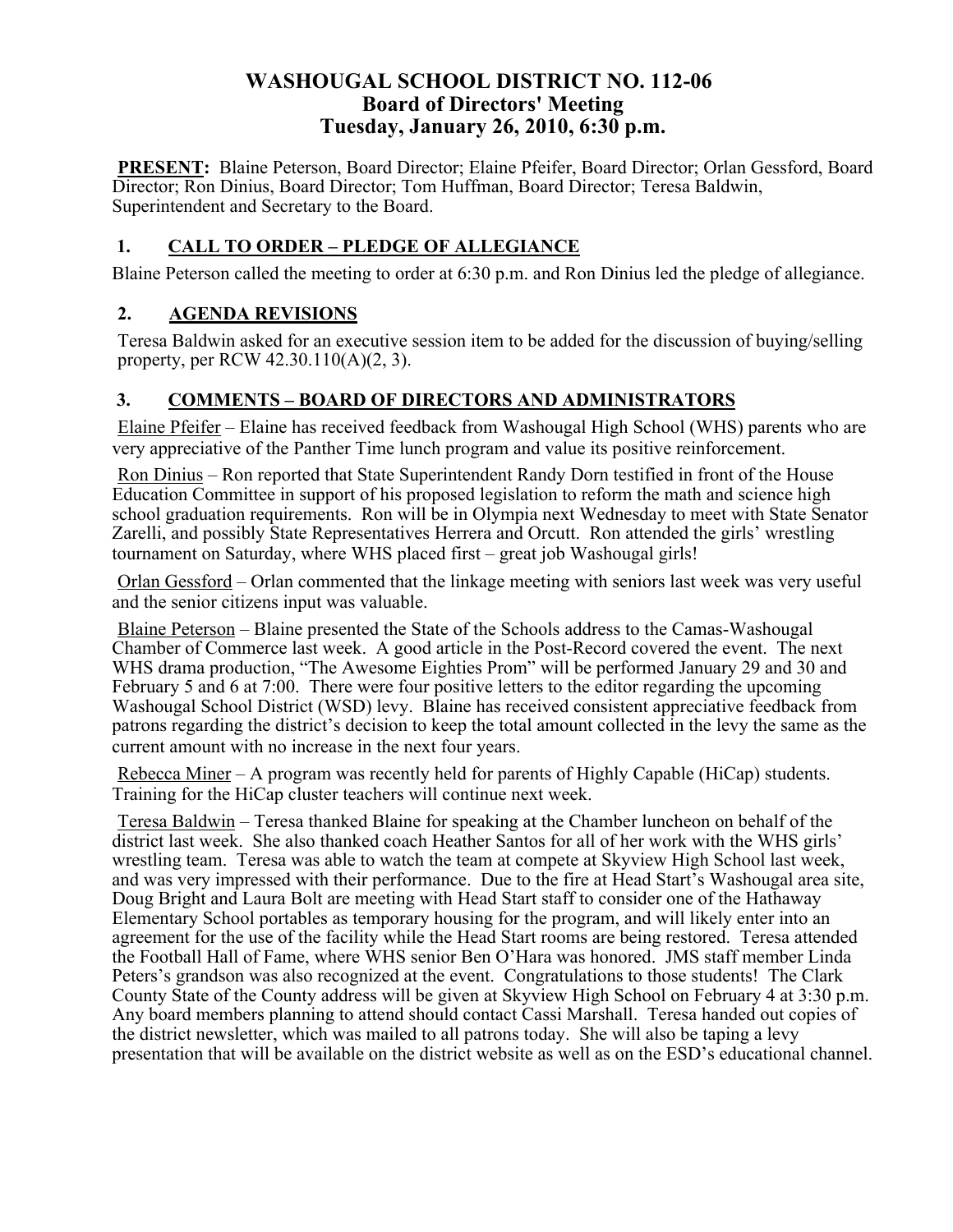# WASHOUGAL SCHOOL DISTRICT NO. 112-06
## Board of Directors' Meeting
## Tuesday, January 26, 2010, 6:30 p.m.

**PRESENT:** Blaine Peterson, Board Director; Elaine Pfeifer, Board Director; Orlan Gessford, Board Director; Ron Dinius, Board Director; Tom Huffman, Board Director; Teresa Baldwin, Superintendent and Secretary to the Board.

### 1. CALL TO ORDER – PLEDGE OF ALLEGIANCE

Blaine Peterson called the meeting to order at 6:30 p.m. and Ron Dinius led the pledge of allegiance.

### 2. AGENDA REVISIONS

Teresa Baldwin asked for an executive session item to be added for the discussion of buying/selling property, per RCW 42.30.110(A)(2, 3).

### 3. COMMENTS – BOARD OF DIRECTORS AND ADMINISTRATORS

Elaine Pfeifer – Elaine has received feedback from Washougal High School (WHS) parents who are very appreciative of the Panther Time lunch program and value its positive reinforcement.

Ron Dinius – Ron reported that State Superintendent Randy Dorn testified in front of the House Education Committee in support of his proposed legislation to reform the math and science high school graduation requirements. Ron will be in Olympia next Wednesday to meet with State Senator Zarelli, and possibly State Representatives Herrera and Orcutt. Ron attended the girls' wrestling tournament on Saturday, where WHS placed first – great job Washougal girls!

Orlan Gessford – Orlan commented that the linkage meeting with seniors last week was very useful and the senior citizens input was valuable.

Blaine Peterson – Blaine presented the State of the Schools address to the Camas-Washougal Chamber of Commerce last week. A good article in the Post-Record covered the event. The next WHS drama production, "The Awesome Eighties Prom" will be performed January 29 and 30 and February 5 and 6 at 7:00. There were four positive letters to the editor regarding the upcoming Washougal School District (WSD) levy. Blaine has received consistent appreciative feedback from patrons regarding the district's decision to keep the total amount collected in the levy the same as the current amount with no increase in the next four years.

Rebecca Miner – A program was recently held for parents of Highly Capable (HiCap) students. Training for the HiCap cluster teachers will continue next week.

Teresa Baldwin – Teresa thanked Blaine for speaking at the Chamber luncheon on behalf of the district last week. She also thanked coach Heather Santos for all of her work with the WHS girls' wrestling team. Teresa was able to watch the team at compete at Skyview High School last week, and was very impressed with their performance. Due to the fire at Head Start's Washougal area site, Doug Bright and Laura Bolt are meeting with Head Start staff to consider one of the Hathaway Elementary School portables as temporary housing for the program, and will likely enter into an agreement for the use of the facility while the Head Start rooms are being restored. Teresa attended the Football Hall of Fame, where WHS senior Ben O'Hara was honored. JMS staff member Linda Peters's grandson was also recognized at the event. Congratulations to those students! The Clark County State of the County address will be given at Skyview High School on February 4 at 3:30 p.m. Any board members planning to attend should contact Cassi Marshall. Teresa handed out copies of the district newsletter, which was mailed to all patrons today. She will also be taping a levy presentation that will be available on the district website as well as on the ESD's educational channel.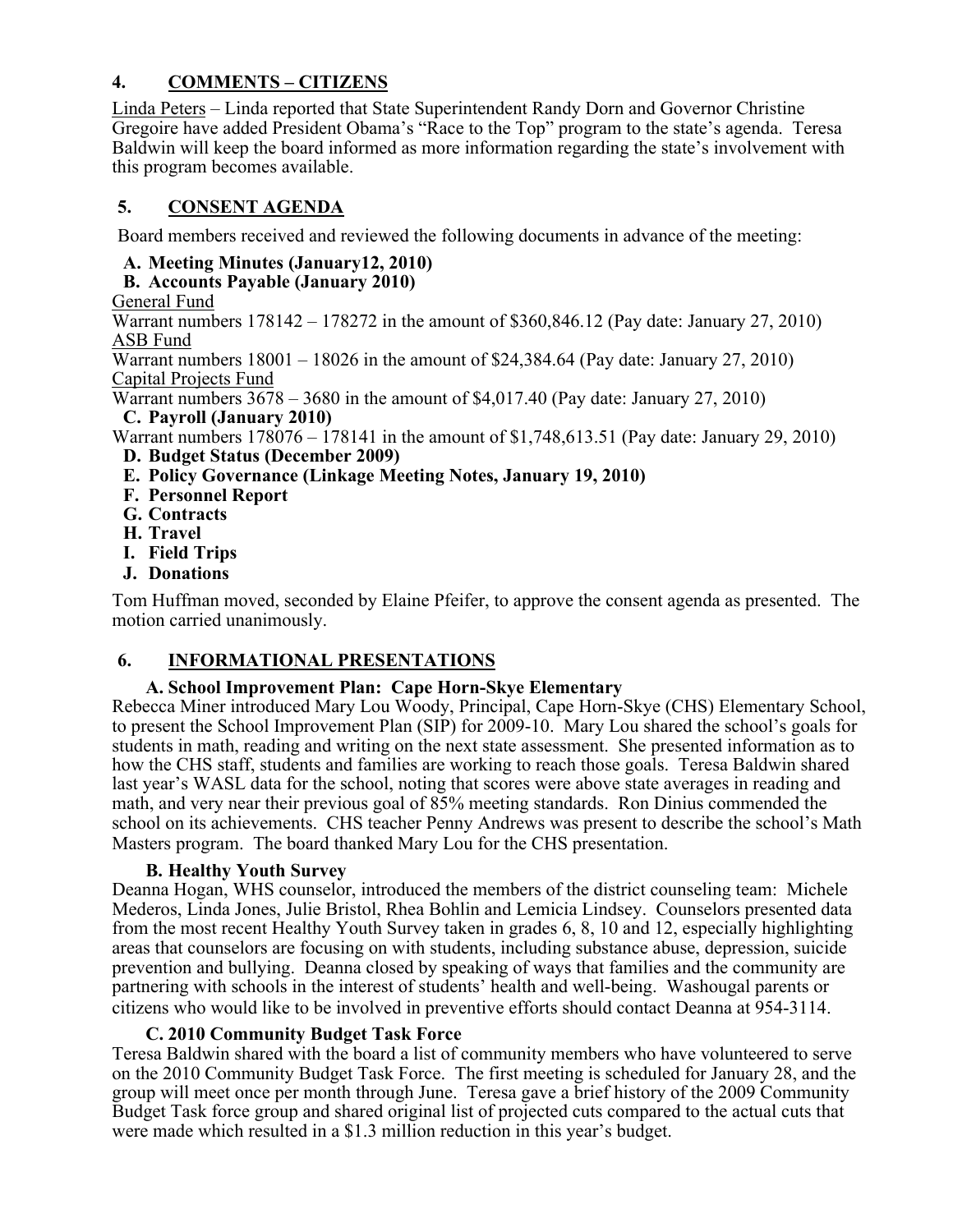## 4. COMMENTS – CITIZENS

Linda Peters – Linda reported that State Superintendent Randy Dorn and Governor Christine Gregoire have added President Obama's "Race to the Top" program to the state's agenda. Teresa Baldwin will keep the board informed as more information regarding the state's involvement with this program becomes available.

## 5. CONSENT AGENDA

Board members received and reviewed the following documents in advance of the meeting:

**A. Meeting Minutes (January12, 2010)**

**B. Accounts Payable (January 2010)**

General Fund
Warrant numbers 178142 – 178272 in the amount of $360,846.12 (Pay date: January 27, 2010)

ASB Fund
Warrant numbers 18001 – 18026 in the amount of $24,384.64 (Pay date: January 27, 2010)

Capital Projects Fund
Warrant numbers 3678 – 3680 in the amount of $4,017.40 (Pay date: January 27, 2010)

**C. Payroll (January 2010)**

Warrant numbers 178076 – 178141 in the amount of $1,748,613.51 (Pay date: January 29, 2010)

**D. Budget Status (December 2009)**

**E. Policy Governance (Linkage Meeting Notes, January 19, 2010)**

**F. Personnel Report**

**G. Contracts**

**H. Travel**

**I. Field Trips**

**J. Donations**

Tom Huffman moved, seconded by Elaine Pfeifer, to approve the consent agenda as presented. The motion carried unanimously.

## 6. INFORMATIONAL PRESENTATIONS

### A. School Improvement Plan: Cape Horn-Skye Elementary

Rebecca Miner introduced Mary Lou Woody, Principal, Cape Horn-Skye (CHS) Elementary School, to present the School Improvement Plan (SIP) for 2009-10. Mary Lou shared the school's goals for students in math, reading and writing on the next state assessment. She presented information as to how the CHS staff, students and families are working to reach those goals. Teresa Baldwin shared last year's WASL data for the school, noting that scores were above state averages in reading and math, and very near their previous goal of 85% meeting standards. Ron Dinius commended the school on its achievements. CHS teacher Penny Andrews was present to describe the school's Math Masters program. The board thanked Mary Lou for the CHS presentation.

### B. Healthy Youth Survey

Deanna Hogan, WHS counselor, introduced the members of the district counseling team: Michele Mederos, Linda Jones, Julie Bristol, Rhea Bohlin and Lemicia Lindsey. Counselors presented data from the most recent Healthy Youth Survey taken in grades 6, 8, 10 and 12, especially highlighting areas that counselors are focusing on with students, including substance abuse, depression, suicide prevention and bullying. Deanna closed by speaking of ways that families and the community are partnering with schools in the interest of students' health and well-being. Washougal parents or citizens who would like to be involved in preventive efforts should contact Deanna at 954-3114.

### C. 2010 Community Budget Task Force

Teresa Baldwin shared with the board a list of community members who have volunteered to serve on the 2010 Community Budget Task Force. The first meeting is scheduled for January 28, and the group will meet once per month through June. Teresa gave a brief history of the 2009 Community Budget Task force group and shared original list of projected cuts compared to the actual cuts that were made which resulted in a $1.3 million reduction in this year's budget.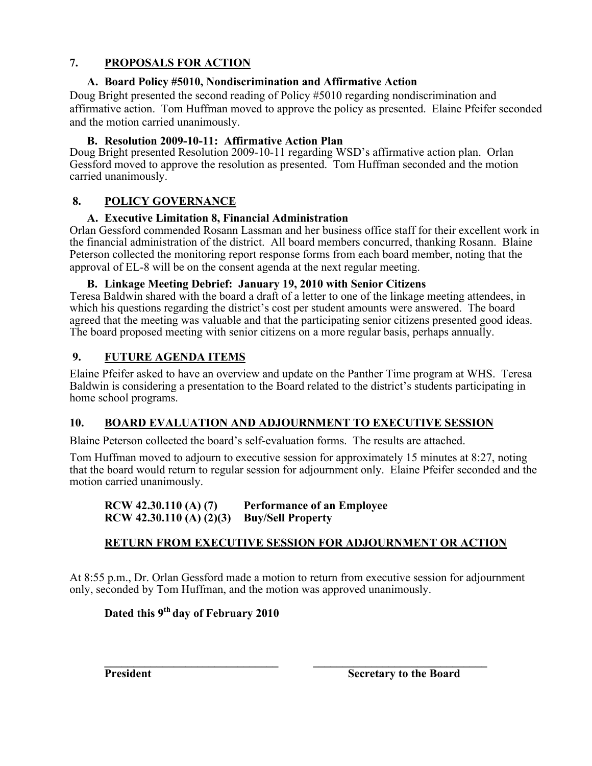## 7. PROPOSALS FOR ACTION

### A. Board Policy #5010, Nondiscrimination and Affirmative Action

Doug Bright presented the second reading of Policy #5010 regarding nondiscrimination and affirmative action. Tom Huffman moved to approve the policy as presented. Elaine Pfeifer seconded and the motion carried unanimously.

### B. Resolution 2009-10-11: Affirmative Action Plan

Doug Bright presented Resolution 2009-10-11 regarding WSD's affirmative action plan. Orlan Gessford moved to approve the resolution as presented. Tom Huffman seconded and the motion carried unanimously.

## 8. POLICY GOVERNANCE

### A. Executive Limitation 8, Financial Administration

Orlan Gessford commended Rosann Lassman and her business office staff for their excellent work in the financial administration of the district. All board members concurred, thanking Rosann. Blaine Peterson collected the monitoring report response forms from each board member, noting that the approval of EL-8 will be on the consent agenda at the next regular meeting.

### B. Linkage Meeting Debrief: January 19, 2010 with Senior Citizens

Teresa Baldwin shared with the board a draft of a letter to one of the linkage meeting attendees, in which his questions regarding the district's cost per student amounts were answered. The board agreed that the meeting was valuable and that the participating senior citizens presented good ideas. The board proposed meeting with senior citizens on a more regular basis, perhaps annually.

## 9. FUTURE AGENDA ITEMS

Elaine Pfeifer asked to have an overview and update on the Panther Time program at WHS. Teresa Baldwin is considering a presentation to the Board related to the district's students participating in home school programs.

## 10. BOARD EVALUATION AND ADJOURNMENT TO EXECUTIVE SESSION

Blaine Peterson collected the board's self-evaluation forms. The results are attached.

Tom Huffman moved to adjourn to executive session for approximately 15 minutes at 8:27, noting that the board would return to regular session for adjournment only. Elaine Pfeifer seconded and the motion carried unanimously.

**RCW 42.30.110 (A) (7) Performance of an Employee**
**RCW 42.30.110 (A) (2)(3) Buy/Sell Property**

### RETURN FROM EXECUTIVE SESSION FOR ADJOURNMENT OR ACTION

At 8:55 p.m., Dr. Orlan Gessford made a motion to return from executive session for adjournment only, seconded by Tom Huffman, and the motion was approved unanimously.

**Dated this 9th day of February 2010**

_______________________________ _______________________________

**President** **Secretary to the Board**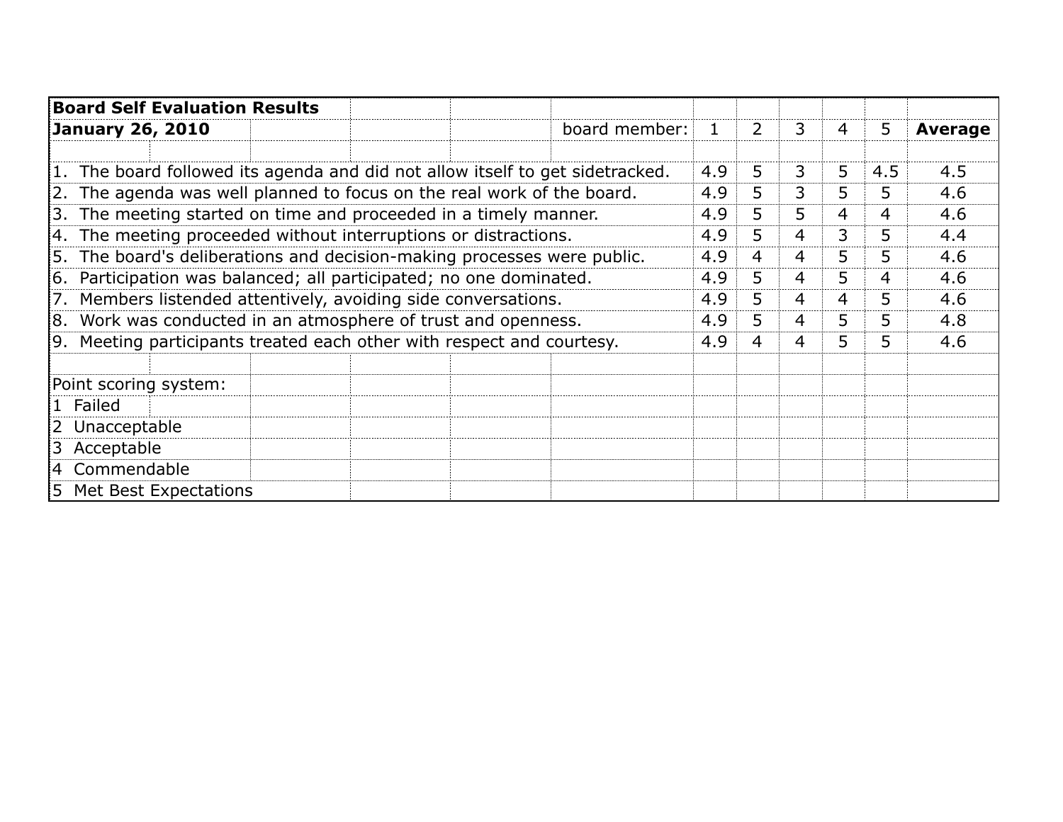| Board Self Evaluation Results | | | | | | |
|---|---|---|---|---|---|---|
| **January 26, 2010** board member: | 1 | 2 | 3 | 4 | 5 | **Average** |
| | | | | | | |
| 1. The board followed its agenda and did not allow itself to get sidetracked. | 4.9 | 5 | 3 | 5 | 4.5 | 4.5 |
| 2. The agenda was well planned to focus on the real work of the board. | 4.9 | 5 | 3 | 5 | 5 | 4.6 |
| 3. The meeting started on time and proceeded in a timely manner. | 4.9 | 5 | 5 | 4 | 4 | 4.6 |
| 4. The meeting proceeded without interruptions or distractions. | 4.9 | 5 | 4 | 3 | 5 | 4.4 |
| 5. The board's deliberations and decision-making processes were public. | 4.9 | 4 | 4 | 5 | 5 | 4.6 |
| 6. Participation was balanced; all participated; no one dominated. | 4.9 | 5 | 4 | 5 | 4 | 4.6 |
| 7. Members listended attentively, avoiding side conversations. | 4.9 | 5 | 4 | 4 | 5 | 4.6 |
| 8. Work was conducted in an atmosphere of trust and openness. | 4.9 | 5 | 4 | 5 | 5 | 4.8 |
| 9. Meeting participants treated each other with respect and courtesy. | 4.9 | 4 | 4 | 5 | 5 | 4.6 |

Point scoring system:

1 Failed
2 Unacceptable
3 Acceptable
4 Commendable
5 Met Best Expectations